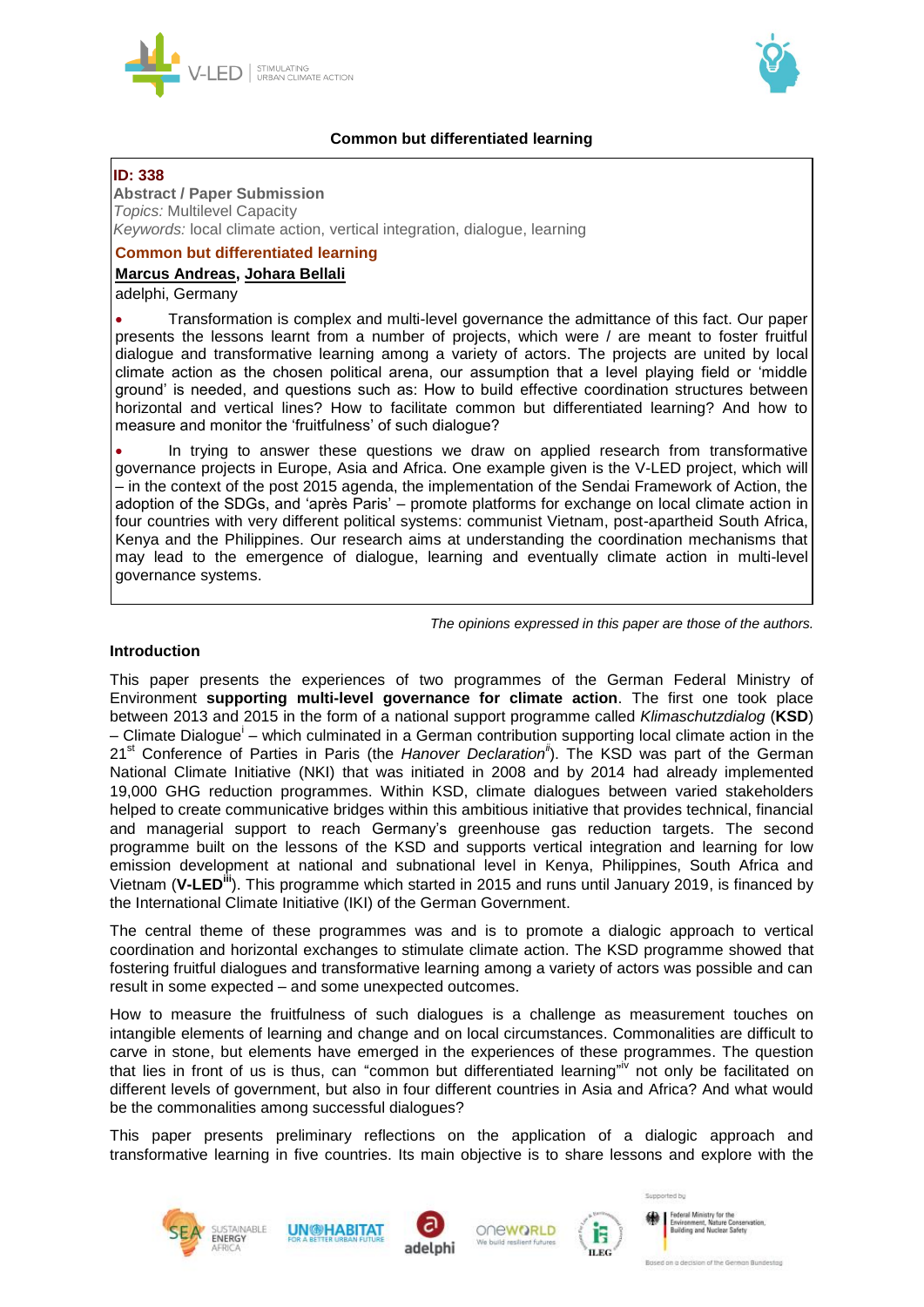# Common but differentiated learning

**ID: 338**

**Abstract / Paper Submission**

*Topics:* Multilevel Capacity

*Keywords:* local climate action, vertical integration, dialogue, learning

**Common but differentiated learning**

**Marcus Andreas, Johara Bellali**

adelphi, Germany

- Transformation is complex and multi-level governance the admittance of this fact. Our paper presents the lessons learnt from a number of projects, which were / are meant to foster fruitful dialogue and transformative learning among a variety of actors. The projects are united by local climate action as the chosen political arena, our assumption that a level playing field or 'middle ground' is needed, and questions such as: How to build effective coordination structures between horizontal and vertical lines? How to facilitate common but differentiated learning? And how to measure and monitor the 'fruitfulness' of such dialogue?
- In trying to answer these questions we draw on applied research from transformative governance projects in Europe, Asia and Africa. One example given is the V-LED project, which will – in the context of the post 2015 agenda, the implementation of the Sendai Framework of Action, the adoption of the SDGs, and 'après Paris' – promote platforms for exchange on local climate action in four countries with very different political systems: communist Vietnam, post-apartheid South Africa, Kenya and the Philippines. Our research aims at understanding the coordination mechanisms that may lead to the emergence of dialogue, learning and eventually climate action in multi-level governance systems.

*The opinions expressed in this paper are those of the authors.*

## Introduction

This paper presents the experiences of two programmes of the German Federal Ministry of Environment **supporting multi-level governance for climate action**. The first one took place between 2013 and 2015 in the form of a national support programme called *Klimaschutzdialog* (**KSD**) – Climate Dialogue[i] – which culminated in a German contribution supporting local climate action in the 21st Conference of Parties in Paris (the *Hanover Declaration*[ii]). The KSD was part of the German National Climate Initiative (NKI) that was initiated in 2008 and by 2014 had already implemented 19,000 GHG reduction programmes. Within KSD, climate dialogues between varied stakeholders helped to create communicative bridges within this ambitious initiative that provides technical, financial and managerial support to reach Germany's greenhouse gas reduction targets. The second programme built on the lessons of the KSD and supports vertical integration and learning for low emission development at national and subnational level in Kenya, Philippines, South Africa and Vietnam (**V-LED**[iii]). This programme which started in 2015 and runs until January 2019, is financed by the International Climate Initiative (IKI) of the German Government.

The central theme of these programmes was and is to promote a dialogic approach to vertical coordination and horizontal exchanges to stimulate climate action. The KSD programme showed that fostering fruitful dialogues and transformative learning among a variety of actors was possible and can result in some expected – and some unexpected outcomes.

How to measure the fruitfulness of such dialogues is a challenge as measurement touches on intangible elements of learning and change and on local circumstances. Commonalities are difficult to carve in stone, but elements have emerged in the experiences of these programmes. The question that lies in front of us is thus, can "common but differentiated learning"[iv] not only be facilitated on different levels of government, but also in four different countries in Asia and Africa? And what would be the commonalities among successful dialogues?

This paper presents preliminary reflections on the application of a dialogic approach and transformative learning in five countries. Its main objective is to share lessons and explore with the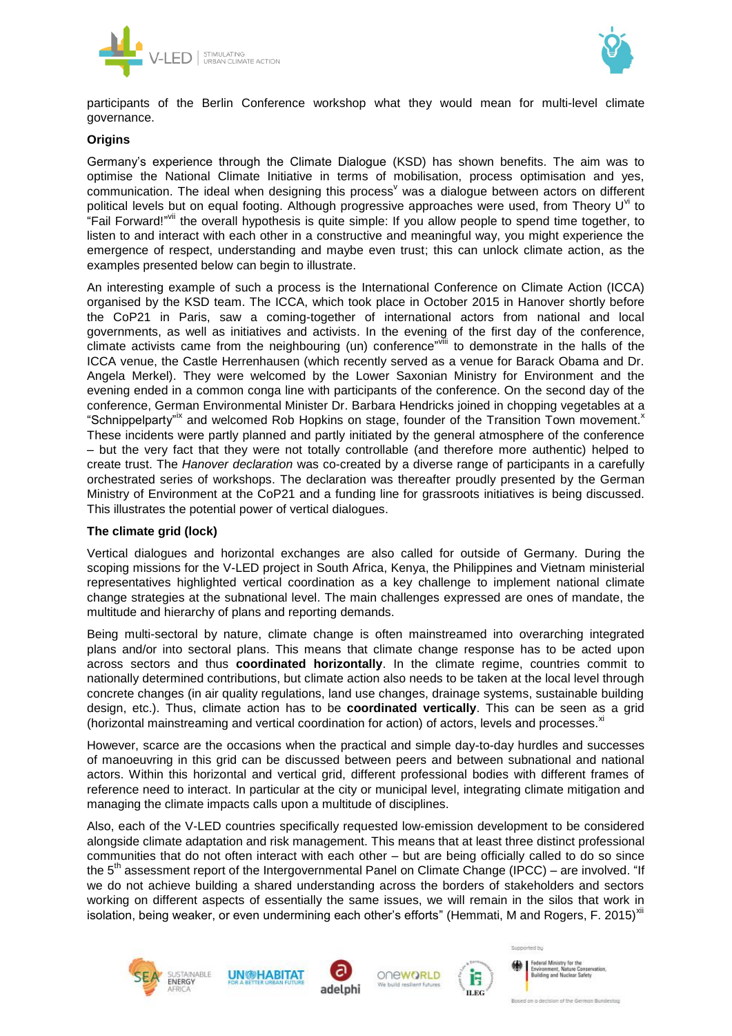participants of the Berlin Conference workshop what they would mean for multi-level climate governance.

**Origins**

Germany's experience through the Climate Dialogue (KSD) has shown benefits. The aim was to optimise the National Climate Initiative in terms of mobilisation, process optimisation and yes, communication. The ideal when designing this process[v] was a dialogue between actors on different political levels but on equal footing. Although progressive approaches were used, from Theory U[vi] to "Fail Forward!"[vii] the overall hypothesis is quite simple: If you allow people to spend time together, to listen to and interact with each other in a constructive and meaningful way, you might experience the emergence of respect, understanding and maybe even trust; this can unlock climate action, as the examples presented below can begin to illustrate.

An interesting example of such a process is the International Conference on Climate Action (ICCA) organised by the KSD team. The ICCA, which took place in October 2015 in Hanover shortly before the CoP21 in Paris, saw a coming-together of international actors from national and local governments, as well as initiatives and activists. In the evening of the first day of the conference, climate activists came from the neighbouring (un) conference"[viii] to demonstrate in the halls of the ICCA venue, the Castle Herrenhausen (which recently served as a venue for Barack Obama and Dr. Angela Merkel). They were welcomed by the Lower Saxonian Ministry for Environment and the evening ended in a common conga line with participants of the conference. On the second day of the conference, German Environmental Minister Dr. Barbara Hendricks joined in chopping vegetables at a "Schnippelparty"[ix] and welcomed Rob Hopkins on stage, founder of the Transition Town movement.[x] These incidents were partly planned and partly initiated by the general atmosphere of the conference – but the very fact that they were not totally controllable (and therefore more authentic) helped to create trust. The *Hanover declaration* was co-created by a diverse range of participants in a carefully orchestrated series of workshops. The declaration was thereafter proudly presented by the German Ministry of Environment at the CoP21 and a funding line for grassroots initiatives is being discussed. This illustrates the potential power of vertical dialogues.

**The climate grid (lock)**

Vertical dialogues and horizontal exchanges are also called for outside of Germany. During the scoping missions for the V-LED project in South Africa, Kenya, the Philippines and Vietnam ministerial representatives highlighted vertical coordination as a key challenge to implement national climate change strategies at the subnational level. The main challenges expressed are ones of mandate, the multitude and hierarchy of plans and reporting demands.

Being multi-sectoral by nature, climate change is often mainstreamed into overarching integrated plans and/or into sectoral plans. This means that climate change response has to be acted upon across sectors and thus **coordinated horizontally**. In the climate regime, countries commit to nationally determined contributions, but climate action also needs to be taken at the local level through concrete changes (in air quality regulations, land use changes, drainage systems, sustainable building design, etc.). Thus, climate action has to be **coordinated vertically**. This can be seen as a grid (horizontal mainstreaming and vertical coordination for action) of actors, levels and processes.[xi]

However, scarce are the occasions when the practical and simple day-to-day hurdles and successes of manoeuvring in this grid can be discussed between peers and between subnational and national actors. Within this horizontal and vertical grid, different professional bodies with different frames of reference need to interact. In particular at the city or municipal level, integrating climate mitigation and managing the climate impacts calls upon a multitude of disciplines.

Also, each of the V-LED countries specifically requested low-emission development to be considered alongside climate adaptation and risk management. This means that at least three distinct professional communities that do not often interact with each other – but are being officially called to do so since the 5th assessment report of the Intergovernmental Panel on Climate Change (IPCC) – are involved. "If we do not achieve building a shared understanding across the borders of stakeholders and sectors working on different aspects of essentially the same issues, we will remain in the silos that work in isolation, being weaker, or even undermining each other's efforts" (Hemmati, M and Rogers, F. 2015)[xii]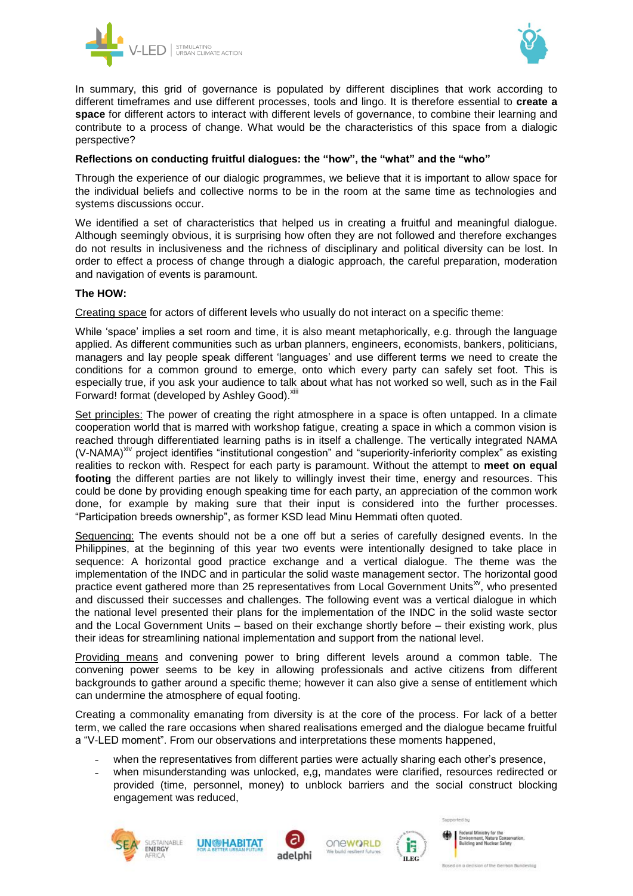In summary, this grid of governance is populated by different disciplines that work according to different timeframes and use different processes, tools and lingo. It is therefore essential to **create a space** for different actors to interact with different levels of governance, to combine their learning and contribute to a process of change. What would be the characteristics of this space from a dialogic perspective?

**Reflections on conducting fruitful dialogues: the "how", the "what" and the "who"**

Through the experience of our dialogic programmes, we believe that it is important to allow space for the individual beliefs and collective norms to be in the room at the same time as technologies and systems discussions occur.

We identified a set of characteristics that helped us in creating a fruitful and meaningful dialogue. Although seemingly obvious, it is surprising how often they are not followed and therefore exchanges do not results in inclusiveness and the richness of disciplinary and political diversity can be lost. In order to effect a process of change through a dialogic approach, the careful preparation, moderation and navigation of events is paramount.

**The HOW:**

Creating space for actors of different levels who usually do not interact on a specific theme:

While 'space' implies a set room and time, it is also meant metaphorically, e.g. through the language applied. As different communities such as urban planners, engineers, economists, bankers, politicians, managers and lay people speak different 'languages' and use different terms we need to create the conditions for a common ground to emerge, onto which every party can safely set foot. This is especially true, if you ask your audience to talk about what has not worked so well, such as in the Fail Forward! format (developed by Ashley Good).[xiii]

Set principles: The power of creating the right atmosphere in a space is often untapped. In a climate cooperation world that is marred with workshop fatigue, creating a space in which a common vision is reached through differentiated learning paths is in itself a challenge. The vertically integrated NAMA (V-NAMA)[xiv] project identifies "institutional congestion" and "superiority-inferiority complex" as existing realities to reckon with. Respect for each party is paramount. Without the attempt to **meet on equal footing** the different parties are not likely to willingly invest their time, energy and resources. This could be done by providing enough speaking time for each party, an appreciation of the common work done, for example by making sure that their input is considered into the further processes. "Participation breeds ownership", as former KSD lead Minu Hemmati often quoted.

Sequencing: The events should not be a one off but a series of carefully designed events. In the Philippines, at the beginning of this year two events were intentionally designed to take place in sequence: A horizontal good practice exchange and a vertical dialogue. The theme was the implementation of the INDC and in particular the solid waste management sector. The horizontal good practice event gathered more than 25 representatives from Local Government Units[xv], who presented and discussed their successes and challenges. The following event was a vertical dialogue in which the national level presented their plans for the implementation of the INDC in the solid waste sector and the Local Government Units – based on their exchange shortly before – their existing work, plus their ideas for streamlining national implementation and support from the national level.

Providing means and convening power to bring different levels around a common table. The convening power seems to be key in allowing professionals and active citizens from different backgrounds to gather around a specific theme; however it can also give a sense of entitlement which can undermine the atmosphere of equal footing.

Creating a commonality emanating from diversity is at the core of the process. For lack of a better term, we called the rare occasions when shared realisations emerged and the dialogue became fruitful a "V-LED moment". From our observations and interpretations these moments happened,

- when the representatives from different parties were actually sharing each other's presence,
- when misunderstanding was unlocked, e,g, mandates were clarified, resources redirected or provided (time, personnel, money) to unblock barriers and the social construct blocking engagement was reduced,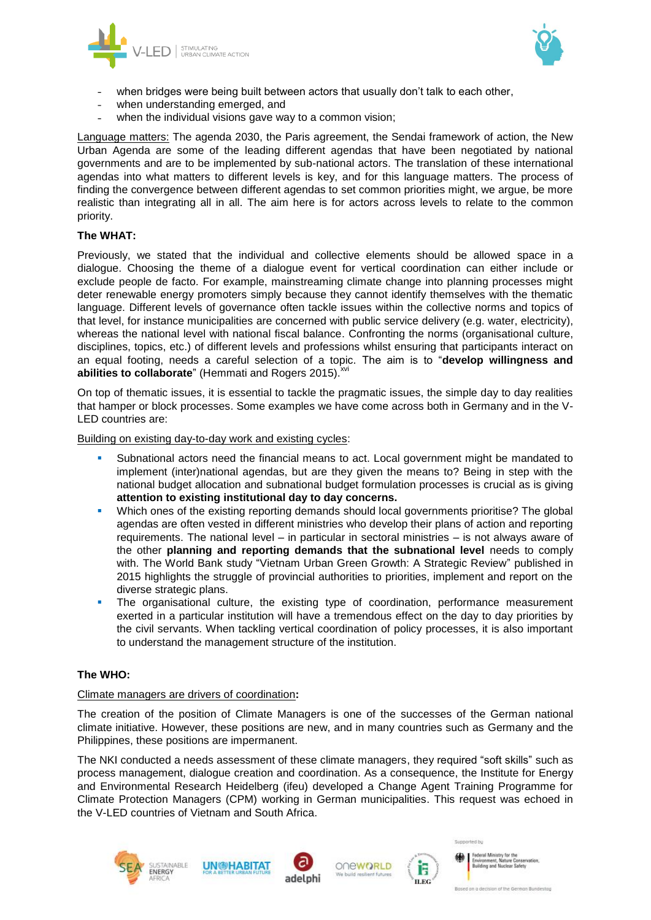- when bridges were being built between actors that usually don't talk to each other,
- when understanding emerged, and
- when the individual visions gave way to a common vision;

Language matters: The agenda 2030, the Paris agreement, the Sendai framework of action, the New Urban Agenda are some of the leading different agendas that have been negotiated by national governments and are to be implemented by sub-national actors. The translation of these international agendas into what matters to different levels is key, and for this language matters. The process of finding the convergence between different agendas to set common priorities might, we argue, be more realistic than integrating all in all. The aim here is for actors across levels to relate to the common priority.

**The WHAT:**

Previously, we stated that the individual and collective elements should be allowed space in a dialogue. Choosing the theme of a dialogue event for vertical coordination can either include or exclude people de facto. For example, mainstreaming climate change into planning processes might deter renewable energy promoters simply because they cannot identify themselves with the thematic language. Different levels of governance often tackle issues within the collective norms and topics of that level, for instance municipalities are concerned with public service delivery (e.g. water, electricity), whereas the national level with national fiscal balance. Confronting the norms (organisational culture, disciplines, topics, etc.) of different levels and professions whilst ensuring that participants interact on an equal footing, needs a careful selection of a topic. The aim is to "**develop willingness and abilities to collaborate**" (Hemmati and Rogers 2015).[xvi]

On top of thematic issues, it is essential to tackle the pragmatic issues, the simple day to day realities that hamper or block processes. Some examples we have come across both in Germany and in the V-LED countries are:

Building on existing day-to-day work and existing cycles:

- Subnational actors need the financial means to act. Local government might be mandated to implement (inter)national agendas, but are they given the means to? Being in step with the national budget allocation and subnational budget formulation processes is crucial as is giving **attention to existing institutional day to day concerns.**
- Which ones of the existing reporting demands should local governments prioritise? The global agendas are often vested in different ministries who develop their plans of action and reporting requirements. The national level – in particular in sectoral ministries – is not always aware of the other **planning and reporting demands that the subnational level** needs to comply with. The World Bank study "Vietnam Urban Green Growth: A Strategic Review" published in 2015 highlights the struggle of provincial authorities to priorities, implement and report on the diverse strategic plans.
- The organisational culture, the existing type of coordination, performance measurement exerted in a particular institution will have a tremendous effect on the day to day priorities by the civil servants. When tackling vertical coordination of policy processes, it is also important to understand the management structure of the institution.

**The WHO:**

Climate managers are drivers of coordination**:**

The creation of the position of Climate Managers is one of the successes of the German national climate initiative. However, these positions are new, and in many countries such as Germany and the Philippines, these positions are impermanent.

The NKI conducted a needs assessment of these climate managers, they required "soft skills" such as process management, dialogue creation and coordination. As a consequence, the Institute for Energy and Environmental Research Heidelberg (ifeu) developed a Change Agent Training Programme for Climate Protection Managers (CPM) working in German municipalities. This request was echoed in the V-LED countries of Vietnam and South Africa.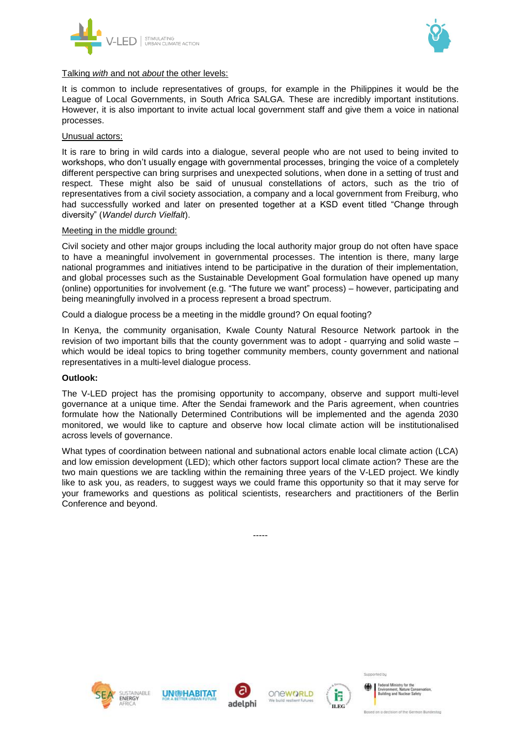Talking *with* and not *about* the other levels:

It is common to include representatives of groups, for example in the Philippines it would be the League of Local Governments, in South Africa SALGA. These are incredibly important institutions. However, it is also important to invite actual local government staff and give them a voice in national processes.

Unusual actors:

It is rare to bring in wild cards into a dialogue, several people who are not used to being invited to workshops, who don't usually engage with governmental processes, bringing the voice of a completely different perspective can bring surprises and unexpected solutions, when done in a setting of trust and respect. These might also be said of unusual constellations of actors, such as the trio of representatives from a civil society association, a company and a local government from Freiburg, who had successfully worked and later on presented together at a KSD event titled "Change through diversity" (*Wandel durch Vielfalt*).

Meeting in the middle ground:

Civil society and other major groups including the local authority major group do not often have space to have a meaningful involvement in governmental processes. The intention is there, many large national programmes and initiatives intend to be participative in the duration of their implementation, and global processes such as the Sustainable Development Goal formulation have opened up many (online) opportunities for involvement (e.g. "The future we want" process) – however, participating and being meaningfully involved in a process represent a broad spectrum.

Could a dialogue process be a meeting in the middle ground? On equal footing?

In Kenya, the community organisation, Kwale County Natural Resource Network partook in the revision of two important bills that the county government was to adopt - quarrying and solid waste – which would be ideal topics to bring together community members, county government and national representatives in a multi-level dialogue process.

**Outlook:**

The V-LED project has the promising opportunity to accompany, observe and support multi-level governance at a unique time. After the Sendai framework and the Paris agreement, when countries formulate how the Nationally Determined Contributions will be implemented and the agenda 2030 monitored, we would like to capture and observe how local climate action will be institutionalised across levels of governance.

What types of coordination between national and subnational actors enable local climate action (LCA) and low emission development (LED); which other factors support local climate action? These are the two main questions we are tackling within the remaining three years of the V-LED project. We kindly like to ask you, as readers, to suggest ways we could frame this opportunity so that it may serve for your frameworks and questions as political scientists, researchers and practitioners of the Berlin Conference and beyond.

-----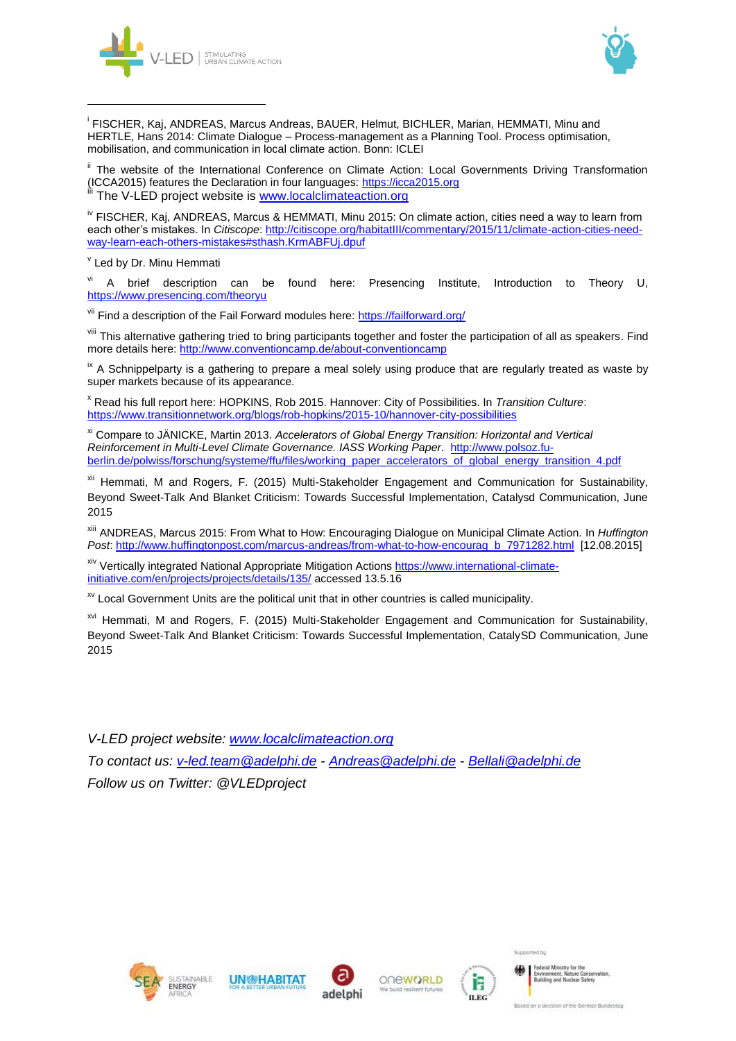[i] FISCHER, Kaj, ANDREAS, Marcus Andreas, BAUER, Helmut, BICHLER, Marian, HEMMATI, Minu and HERTLE, Hans 2014: Climate Dialogue – Process-management as a Planning Tool. Process optimisation, mobilisation, and communication in local climate action. Bonn: ICLEI

[ii] The website of the International Conference on Climate Action: Local Governments Driving Transformation (ICCA2015) features the Declaration in four languages: https://icca2015.org

[iii] The V-LED project website is www.localclimateaction.org

[iv] FISCHER, Kaj, ANDREAS, Marcus & HEMMATI, Minu 2015: On climate action, cities need a way to learn from each other's mistakes. In *Citiscope*: http://citiscope.org/habitatIII/commentary/2015/11/climate-action-cities-need-way-learn-each-others-mistakes#sthash.KrmABFUj.dpuf

[v] Led by Dr. Minu Hemmati

[vi] A brief description can be found here: Presencing Institute, Introduction to Theory U, https://www.presencing.com/theoryu

[vii] Find a description of the Fail Forward modules here: https://failforward.org/

[viii] This alternative gathering tried to bring participants together and foster the participation of all as speakers. Find more details here: http://www.conventioncamp.de/about-conventioncamp

[ix] A Schnippelparty is a gathering to prepare a meal solely using produce that are regularly treated as waste by super markets because of its appearance.

[x] Read his full report here: HOPKINS, Rob 2015. Hannover: City of Possibilities. In *Transition Culture*: https://www.transitionnetwork.org/blogs/rob-hopkins/2015-10/hannover-city-possibilities

[xi] Compare to JÄNICKE, Martin 2013. *Accelerators of Global Energy Transition: Horizontal and Vertical Reinforcement in Multi-Level Climate Governance. IASS Working Paper*. http://www.polsoz.fu-berlin.de/polwiss/forschung/systeme/ffu/files/working_paper_accelerators_of_global_energy_transition_4.pdf

[xii] Hemmati, M and Rogers, F. (2015) Multi-Stakeholder Engagement and Communication for Sustainability, Beyond Sweet-Talk And Blanket Criticism: Towards Successful Implementation, Catalysd Communication, June 2015

[xiii] ANDREAS, Marcus 2015: From What to How: Encouraging Dialogue on Municipal Climate Action. In *Huffington Post*: http://www.huffingtonpost.com/marcus-andreas/from-what-to-how-encourag_b_7971282.html [12.08.2015]

[xiv] Vertically integrated National Appropriate Mitigation Actions https://www.international-climate-initiative.com/en/projects/projects/details/135/ accessed 13.5.16

[xv] Local Government Units are the political unit that in other countries is called municipality.

[xvi] Hemmati, M and Rogers, F. (2015) Multi-Stakeholder Engagement and Communication for Sustainability, Beyond Sweet-Talk And Blanket Criticism: Towards Successful Implementation, CatalySD Communication, June 2015

*V-LED project website: www.localclimateaction.org*

*To contact us: v-led.team@adelphi.de - Andreas@adelphi.de - Bellali@adelphi.de*

*Follow us on Twitter: @VLEDproject*

Supported by

Federal Ministry for the Environment, Nature Conservation, Building and Nuclear Safety

Based on a decision of the German Bundestag